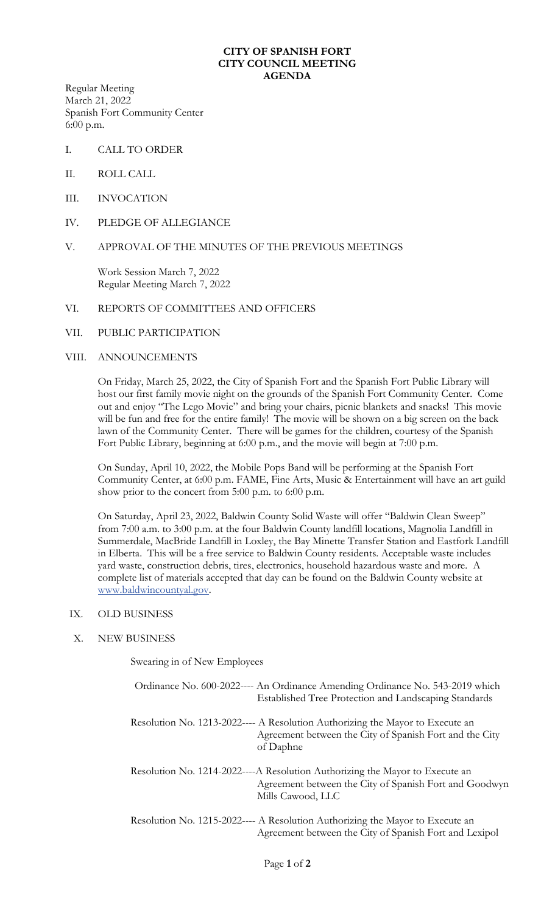**CITY OF SPANISH FORT**
**CITY COUNCIL MEETING**
**AGENDA**

Regular Meeting
March 21, 2022
Spanish Fort Community Center
6:00 p.m.

I. CALL TO ORDER

II. ROLL CALL

III. INVOCATION

IV. PLEDGE OF ALLEGIANCE

V. APPROVAL OF THE MINUTES OF THE PREVIOUS MEETINGS

Work Session March 7, 2022
Regular Meeting March 7, 2022

VI. REPORTS OF COMMITTEES AND OFFICERS

VII. PUBLIC PARTICIPATION

VIII. ANNOUNCEMENTS

On Friday, March 25, 2022, the City of Spanish Fort and the Spanish Fort Public Library will host our first family movie night on the grounds of the Spanish Fort Community Center. Come out and enjoy "The Lego Movie" and bring your chairs, picnic blankets and snacks! This movie will be fun and free for the entire family! The movie will be shown on a big screen on the back lawn of the Community Center. There will be games for the children, courtesy of the Spanish Fort Public Library, beginning at 6:00 p.m., and the movie will begin at 7:00 p.m.

On Sunday, April 10, 2022, the Mobile Pops Band will be performing at the Spanish Fort Community Center, at 6:00 p.m. FAME, Fine Arts, Music & Entertainment will have an art guild show prior to the concert from 5:00 p.m. to 6:00 p.m.

On Saturday, April 23, 2022, Baldwin County Solid Waste will offer "Baldwin Clean Sweep" from 7:00 a.m. to 3:00 p.m. at the four Baldwin County landfill locations, Magnolia Landfill in Summerdale, MacBride Landfill in Loxley, the Bay Minette Transfer Station and Eastfork Landfill in Elberta. This will be a free service to Baldwin County residents. Acceptable waste includes yard waste, construction debris, tires, electronics, household hazardous waste and more. A complete list of materials accepted that day can be found on the Baldwin County website at www.baldwincountyal.gov.

IX. OLD BUSINESS

X. NEW BUSINESS

Swearing in of New Employees

Ordinance No. 600-2022---- An Ordinance Amending Ordinance No. 543-2019 which Established Tree Protection and Landscaping Standards

Resolution No. 1213-2022---- A Resolution Authorizing the Mayor to Execute an Agreement between the City of Spanish Fort and the City of Daphne

Resolution No. 1214-2022----A Resolution Authorizing the Mayor to Execute an Agreement between the City of Spanish Fort and Goodwyn Mills Cawood, LLC

Resolution No. 1215-2022---- A Resolution Authorizing the Mayor to Execute an Agreement between the City of Spanish Fort and Lexipol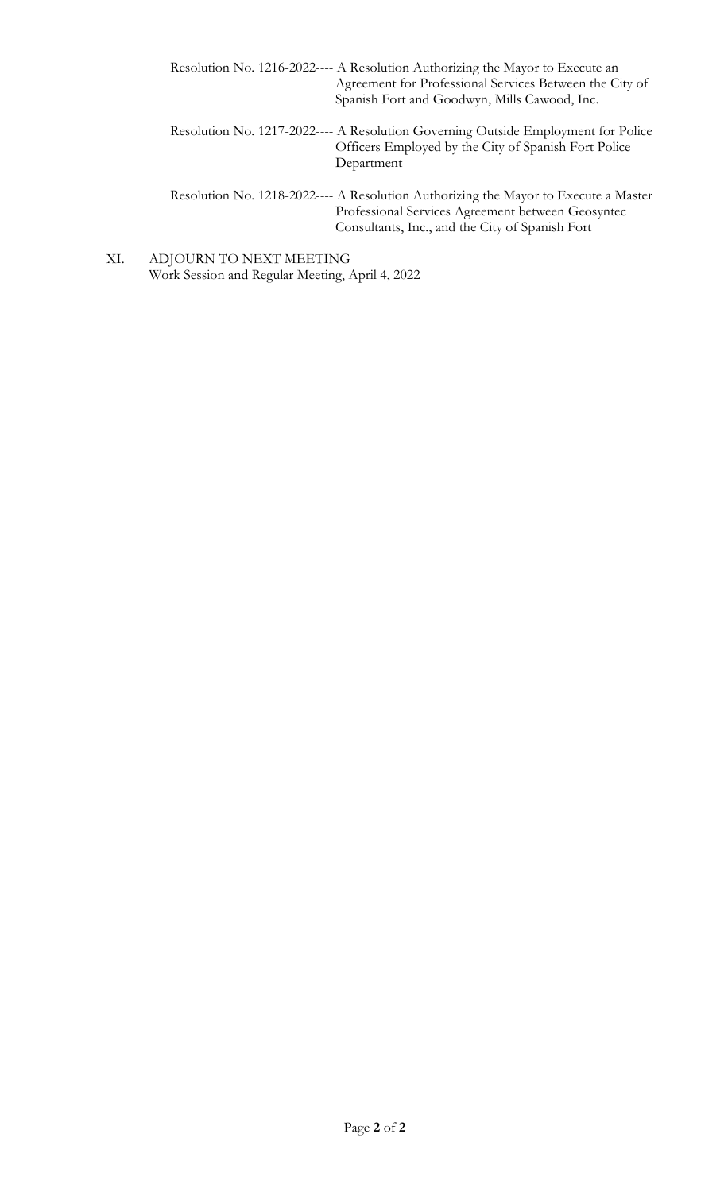Resolution No. 1216-2022---- A Resolution Authorizing the Mayor to Execute an Agreement for Professional Services Between the City of Spanish Fort and Goodwyn, Mills Cawood, Inc.

Resolution No. 1217-2022---- A Resolution Governing Outside Employment for Police Officers Employed by the City of Spanish Fort Police Department

Resolution No. 1218-2022---- A Resolution Authorizing the Mayor to Execute a Master Professional Services Agreement between Geosyntec Consultants, Inc., and the City of Spanish Fort

XI. ADJOURN TO NEXT MEETING
Work Session and Regular Meeting, April 4, 2022